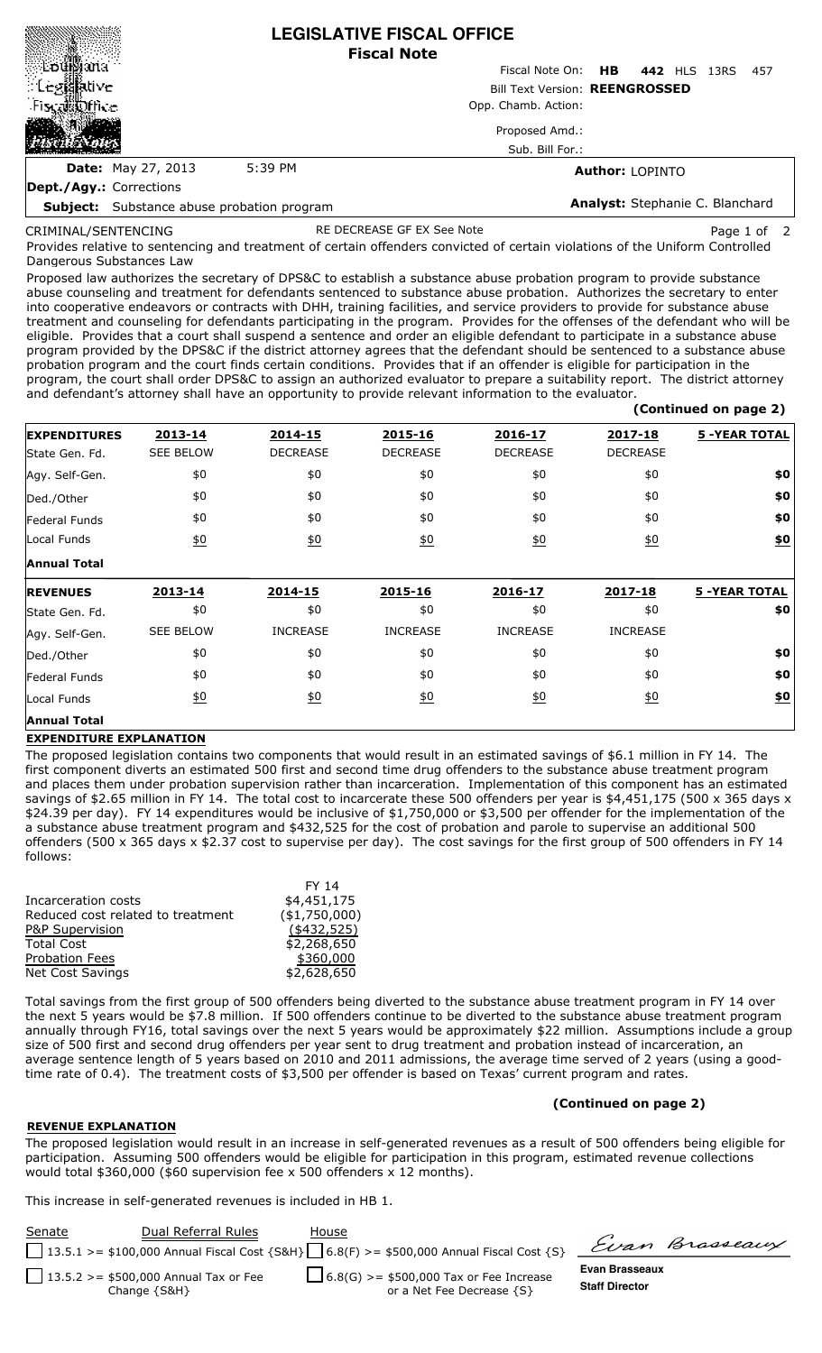# LEGISLATIVE FISCAL OFFICE
## Fiscal Note

Fiscal Note On: **HB 442** HLS 13RS 457

Bill Text Version: **REENGROSSED**

Opp. Chamb. Action:

Proposed Amd.:

Sub. Bill For.:

**Date:** May 27, 2013 5:39 PM

**Author:** LOPINTO

**Dept./Agy.:** Corrections

**Subject:** Substance abuse probation program

**Analyst:** Stephanie C. Blanchard

CRIMINAL/SENTENCING RE DECREASE GF EX See Note

Provides relative to sentencing and treatment of certain offenders convicted of certain violations of the Uniform Controlled Dangerous Substances Law

Proposed law authorizes the secretary of DPS&C to establish a substance abuse probation program to provide substance abuse counseling and treatment for defendants sentenced to substance abuse probation. Authorizes the secretary to enter into cooperative endeavors or contracts with DHH, training facilities, and service providers to provide for substance abuse treatment and counseling for defendants participating in the program. Provides for the offenses of the defendant who will be eligible. Provides that a court shall suspend a sentence and order an eligible defendant to participate in a substance abuse program provided by the DPS&C if the district attorney agrees that the defendant should be sentenced to a substance abuse probation program and the court finds certain conditions. Provides that if an offender is eligible for participation in the program, the court shall order DPS&C to assign an authorized evaluator to prepare a suitability report. The district attorney and defendant's attorney shall have an opportunity to provide relevant information to the evaluator.

**(Continued on page 2)**

| **EXPENDITURES** | **2013-14** | **2014-15** | **2015-16** | **2016-17** | **2017-18** | **5 -YEAR TOTAL** |
|---|---|---|---|---|---|---|
| State Gen. Fd. | SEE BELOW | DECREASE | DECREASE | DECREASE | DECREASE | |
| Agy. Self-Gen. | $0 | $0 | $0 | $0 | $0 | **$0** |
| Ded./Other | $0 | $0 | $0 | $0 | $0 | **$0** |
| Federal Funds | $0 | $0 | $0 | $0 | $0 | **$0** |
| Local Funds | $0 | $0 | $0 | $0 | $0 | **$0** |
| **Annual Total** | | | | | | |

| **REVENUES** | **2013-14** | **2014-15** | **2015-16** | **2016-17** | **2017-18** | **5 -YEAR TOTAL** |
|---|---|---|---|---|---|---|
| State Gen. Fd. | $0 | $0 | $0 | $0 | $0 | **$0** |
| Agy. Self-Gen. | SEE BELOW | INCREASE | INCREASE | INCREASE | INCREASE | |
| Ded./Other | $0 | $0 | $0 | $0 | $0 | **$0** |
| Federal Funds | $0 | $0 | $0 | $0 | $0 | **$0** |
| Local Funds | $0 | $0 | $0 | $0 | $0 | **$0** |
| **Annual Total** | | | | | | |

**EXPENDITURE EXPLANATION**

The proposed legislation contains two components that would result in an estimated savings of $6.1 million in FY 14. The first component diverts an estimated 500 first and second time drug offenders to the substance abuse treatment program and places them under probation supervision rather than incarceration. Implementation of this component has an estimated savings of $2.65 million in FY 14. The total cost to incarcerate these 500 offenders per year is $4,451,175 (500 x 365 days x $24.39 per day). FY 14 expenditures would be inclusive of $1,750,000 or $3,500 per offender for the implementation of the a substance abuse treatment program and $432,525 for the cost of probation and parole to supervise an additional 500 offenders (500 x 365 days x $2.37 cost to supervise per day). The cost savings for the first group of 500 offenders in FY 14 follows:

| | FY 14 |
|---|---|
| Incarceration costs | $4,451,175 |
| Reduced cost related to treatment | ($1,750,000) |
| P&P Supervision | ($432,525) |
| Total Cost | $2,268,650 |
| Probation Fees | $360,000 |
| Net Cost Savings | $2,628,650 |

Total savings from the first group of 500 offenders being diverted to the substance abuse treatment program in FY 14 over the next 5 years would be $7.8 million. If 500 offenders continue to be diverted to the substance abuse treatment program annually through FY16, total savings over the next 5 years would be approximately $22 million. Assumptions include a group size of 500 first and second drug offenders per year sent to drug treatment and probation instead of incarceration, an average sentence length of 5 years based on 2010 and 2011 admissions, the average time served of 2 years (using a good-time rate of 0.4). The treatment costs of $3,500 per offender is based on Texas' current program and rates.

**(Continued on page 2)**

**REVENUE EXPLANATION**

The proposed legislation would result in an increase in self-generated revenues as a result of 500 offenders being eligible for participation. Assuming 500 offenders would be eligible for participation in this program, estimated revenue collections would total $360,000 ($60 supervision fee x 500 offenders x 12 months).

This increase in self-generated revenues is included in HB 1.

| Senate | Dual Referral Rules | House |
|---|---|---|
| ☐ 13.5.1 >= $100,000 Annual Fiscal Cost {S&H} | | ☐ 6.8(F) >= $500,000 Annual Fiscal Cost {S} |
| ☐ 13.5.2 >= $500,000 Annual Tax or Fee Change {S&H} | | ☐ 6.8(G) >= $500,000 Tax or Fee Increase or a Net Fee Decrease {S} |

Evan Brasseaux
**Evan Brasseaux**
**Staff Director**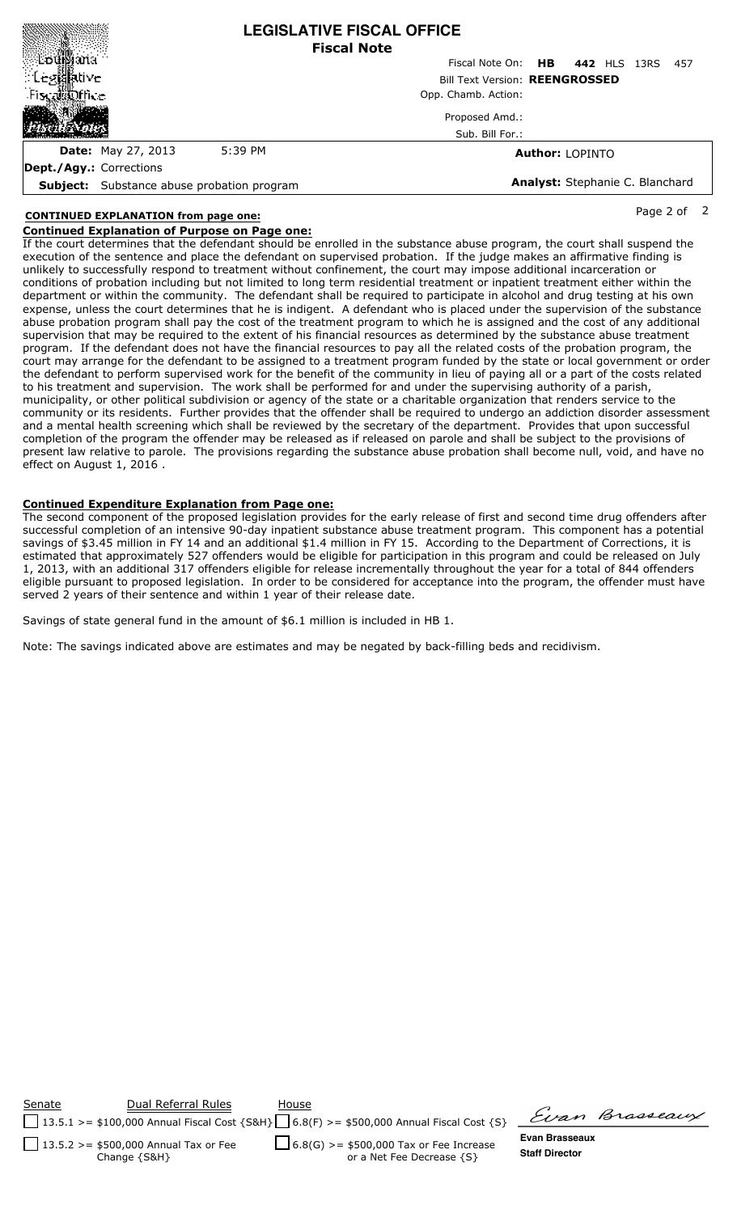# LEGISLATIVE FISCAL OFFICE
## Fiscal Note

Fiscal Note On: **HB 442** HLS 13RS 457

Bill Text Version: **REENGROSSED**

Opp. Chamb. Action:

Proposed Amd.:

Sub. Bill For.:

**Date:** May 27, 2013 5:39 PM

**Author:** LOPINTO

**Dept./Agy.:** Corrections

**Subject:** Substance abuse probation program

**Analyst:** Stephanie C. Blanchard

**CONTINUED EXPLANATION from page one:**

**Continued Explanation of Purpose on Page one:**

If the court determines that the defendant should be enrolled in the substance abuse program, the court shall suspend the execution of the sentence and place the defendant on supervised probation. If the judge makes an affirmative finding is unlikely to successfully respond to treatment without confinement, the court may impose additional incarceration or conditions of probation including but not limited to long term residential treatment or inpatient treatment either within the department or within the community. The defendant shall be required to participate in alcohol and drug testing at his own expense, unless the court determines that he is indigent. A defendant who is placed under the supervision of the substance abuse probation program shall pay the cost of the treatment program to which he is assigned and the cost of any additional supervision that may be required to the extent of his financial resources as determined by the substance abuse treatment program. If the defendant does not have the financial resources to pay all the related costs of the probation program, the court may arrange for the defendant to be assigned to a treatment program funded by the state or local government or order the defendant to perform supervised work for the benefit of the community in lieu of paying all or a part of the costs related to his treatment and supervision. The work shall be performed for and under the supervising authority of a parish, municipality, or other political subdivision or agency of the state or a charitable organization that renders service to the community or its residents. Further provides that the offender shall be required to undergo an addiction disorder assessment and a mental health screening which shall be reviewed by the secretary of the department. Provides that upon successful completion of the program the offender may be released as if released on parole and shall be subject to the provisions of present law relative to parole. The provisions regarding the substance abuse probation shall become null, void, and have no effect on August 1, 2016 .

**Continued Expenditure Explanation from Page one:**

The second component of the proposed legislation provides for the early release of first and second time drug offenders after successful completion of an intensive 90-day inpatient substance abuse treatment program. This component has a potential savings of $3.45 million in FY 14 and an additional $1.4 million in FY 15. According to the Department of Corrections, it is estimated that approximately 527 offenders would be eligible for participation in this program and could be released on July 1, 2013, with an additional 317 offenders eligible for release incrementally throughout the year for a total of 844 offenders eligible pursuant to proposed legislation. In order to be considered for acceptance into the program, the offender must have served 2 years of their sentence and within 1 year of their release date.

Savings of state general fund in the amount of $6.1 million is included in HB 1.

Note: The savings indicated above are estimates and may be negated by back-filling beds and recidivism.

| Senate | Dual Referral Rules | House |
|---|---|---|
| ☐ 13.5.1 >= $100,000 Annual Fiscal Cost {S&H} | | ☐ 6.8(F) >= $500,000 Annual Fiscal Cost {S} |
| ☐ 13.5.2 >= $500,000 Annual Tax or Fee Change {S&H} | | ☐ 6.8(G) >= $500,000 Tax or Fee Increase or a Net Fee Decrease {S} |

Evan Brasseaux

**Evan Brasseaux**
**Staff Director**